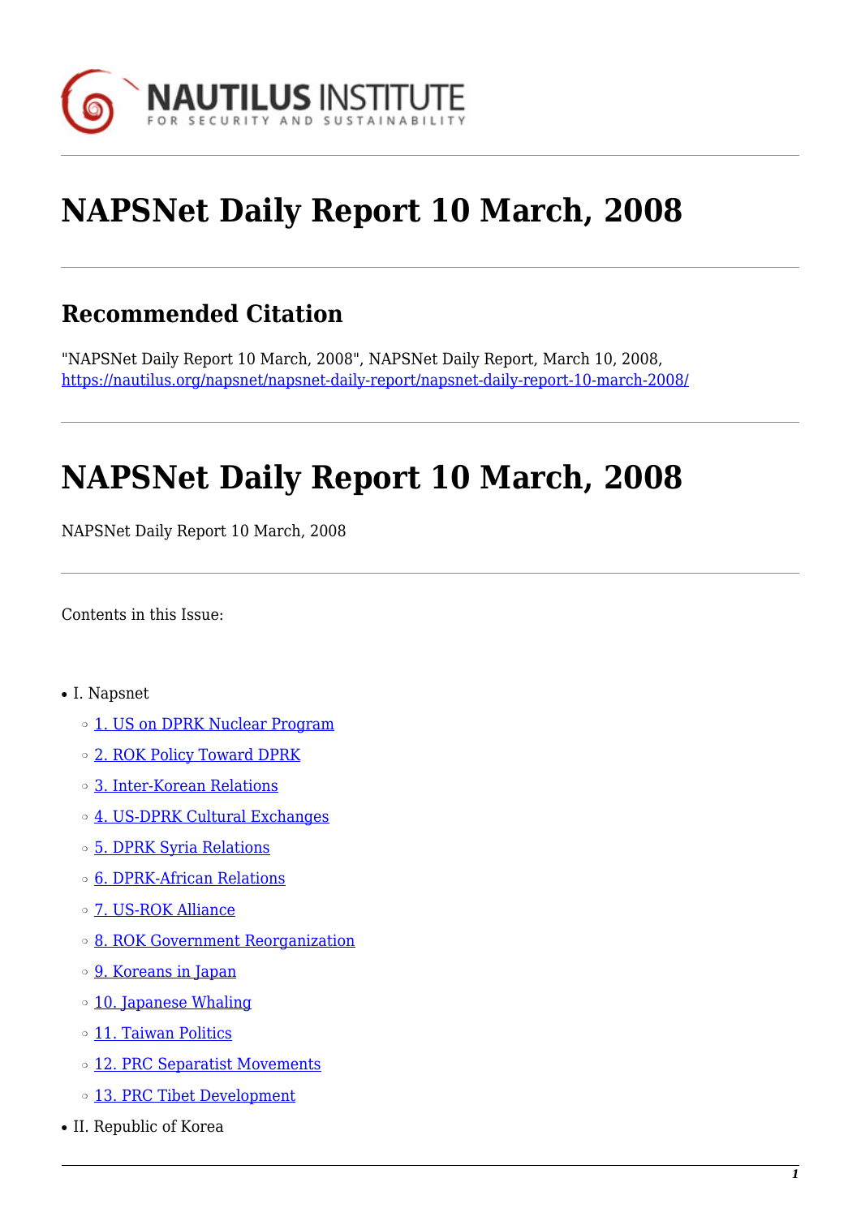# NAPSNet Daily Report 10 March, 2008

## Recommended Citation

"NAPSNet Daily Report 10 March, 2008", NAPSNet Daily Report, March 10, 2008, https://nautilus.org/napsnet/napsnet-daily-report/napsnet-daily-report-10-march-2008/

# NAPSNet Daily Report 10 March, 2008

NAPSNet Daily Report 10 March, 2008

Contents in this Issue:

- I. Napsnet
  - 1. US on DPRK Nuclear Program
  - 2. ROK Policy Toward DPRK
  - 3. Inter-Korean Relations
  - 4. US-DPRK Cultural Exchanges
  - 5. DPRK Syria Relations
  - 6. DPRK-African Relations
  - 7. US-ROK Alliance
  - 8. ROK Government Reorganization
  - 9. Koreans in Japan
  - 10. Japanese Whaling
  - 11. Taiwan Politics
  - 12. PRC Separatist Movements
  - 13. PRC Tibet Development
- II. Republic of Korea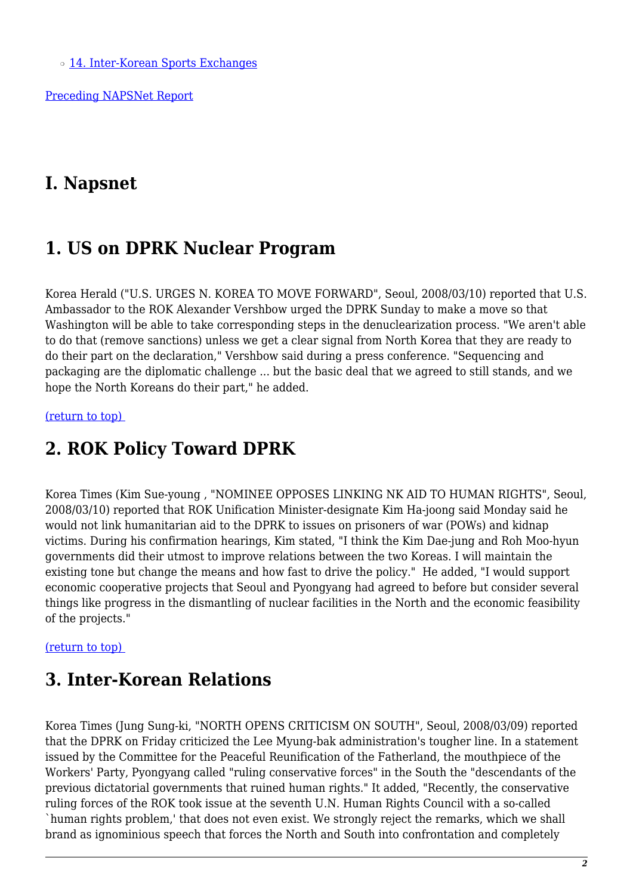- [14. Inter-Korean Sports Exchanges]()

[Preceding NAPSNet Report]()

# I. Napsnet

## 1. US on DPRK Nuclear Program

Korea Herald ("U.S. URGES N. KOREA TO MOVE FORWARD", Seoul, 2008/03/10) reported that U.S. Ambassador to the ROK Alexander Vershbow urged the DPRK Sunday to make a move so that Washington will be able to take corresponding steps in the denuclearization process. "We aren't able to do that (remove sanctions) unless we get a clear signal from North Korea that they are ready to do their part on the declaration," Vershbow said during a press conference. "Sequencing and packaging are the diplomatic challenge ... but the basic deal that we agreed to still stands, and we hope the North Koreans do their part," he added.

[(return to top)]()

## 2. ROK Policy Toward DPRK

Korea Times (Kim Sue-young , "NOMINEE OPPOSES LINKING NK AID TO HUMAN RIGHTS", Seoul, 2008/03/10) reported that ROK Unification Minister-designate Kim Ha-joong said Monday said he would not link humanitarian aid to the DPRK to issues on prisoners of war (POWs) and kidnap victims. During his confirmation hearings, Kim stated, "I think the Kim Dae-jung and Roh Moo-hyun governments did their utmost to improve relations between the two Koreas. I will maintain the existing tone but change the means and how fast to drive the policy." He added, "I would support economic cooperative projects that Seoul and Pyongyang had agreed to before but consider several things like progress in the dismantling of nuclear facilities in the North and the economic feasibility of the projects."

[(return to top)]()

## 3. Inter-Korean Relations

Korea Times (Jung Sung-ki, "NORTH OPENS CRITICISM ON SOUTH", Seoul, 2008/03/09) reported that the DPRK on Friday criticized the Lee Myung-bak administration's tougher line. In a statement issued by the Committee for the Peaceful Reunification of the Fatherland, the mouthpiece of the Workers' Party, Pyongyang called "ruling conservative forces" in the South the "descendants of the previous dictatorial governments that ruined human rights." It added, "Recently, the conservative ruling forces of the ROK took issue at the seventh U.N. Human Rights Council with a so-called `human rights problem,' that does not even exist. We strongly reject the remarks, which we shall brand as ignominious speech that forces the North and South into confrontation and completely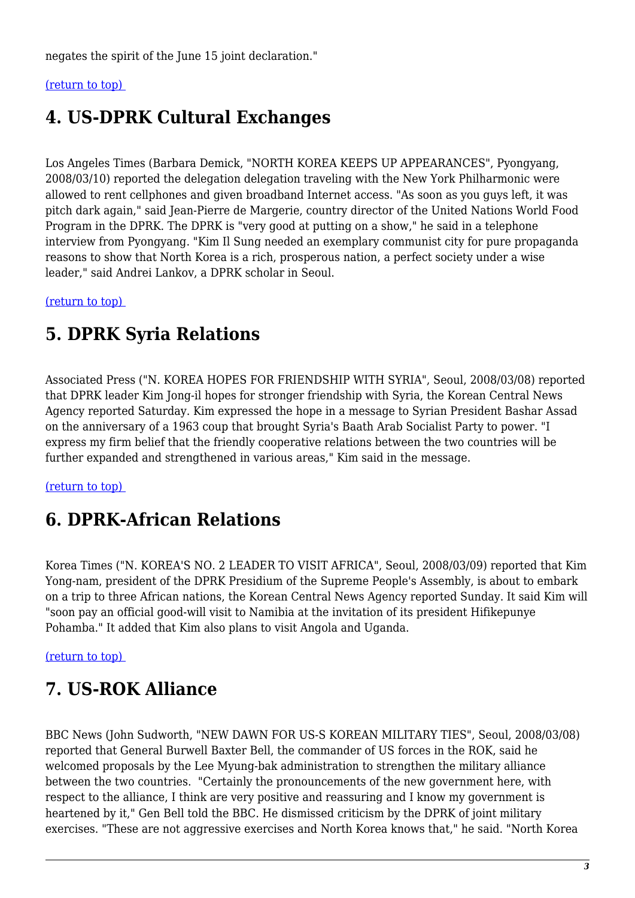negates the spirit of the June 15 joint declaration."

(return to top)

## 4. US-DPRK Cultural Exchanges

Los Angeles Times (Barbara Demick, "NORTH KOREA KEEPS UP APPEARANCES", Pyongyang, 2008/03/10) reported the delegation delegation traveling with the New York Philharmonic were allowed to rent cellphones and given broadband Internet access. "As soon as you guys left, it was pitch dark again," said Jean-Pierre de Margerie, country director of the United Nations World Food Program in the DPRK. The DPRK is "very good at putting on a show," he said in a telephone interview from Pyongyang. "Kim Il Sung needed an exemplary communist city for pure propaganda reasons to show that North Korea is a rich, prosperous nation, a perfect society under a wise leader," said Andrei Lankov, a DPRK scholar in Seoul.

(return to top)

## 5. DPRK Syria Relations

Associated Press ("N. KOREA HOPES FOR FRIENDSHIP WITH SYRIA", Seoul, 2008/03/08) reported that DPRK leader Kim Jong-il hopes for stronger friendship with Syria, the Korean Central News Agency reported Saturday. Kim expressed the hope in a message to Syrian President Bashar Assad on the anniversary of a 1963 coup that brought Syria's Baath Arab Socialist Party to power. "I express my firm belief that the friendly cooperative relations between the two countries will be further expanded and strengthened in various areas," Kim said in the message.

(return to top)

## 6. DPRK-African Relations

Korea Times ("N. KOREA'S NO. 2 LEADER TO VISIT AFRICA", Seoul, 2008/03/09) reported that Kim Yong-nam, president of the DPRK Presidium of the Supreme People's Assembly, is about to embark on a trip to three African nations, the Korean Central News Agency reported Sunday. It said Kim will "soon pay an official good-will visit to Namibia at the invitation of its president Hifikepunye Pohamba." It added that Kim also plans to visit Angola and Uganda.

(return to top)

## 7. US-ROK Alliance

BBC News (John Sudworth, "NEW DAWN FOR US-S KOREAN MILITARY TIES", Seoul, 2008/03/08) reported that General Burwell Baxter Bell, the commander of US forces in the ROK, said he welcomed proposals by the Lee Myung-bak administration to strengthen the military alliance between the two countries. "Certainly the pronouncements of the new government here, with respect to the alliance, I think are very positive and reassuring and I know my government is heartened by it," Gen Bell told the BBC. He dismissed criticism by the DPRK of joint military exercises. "These are not aggressive exercises and North Korea knows that," he said. "North Korea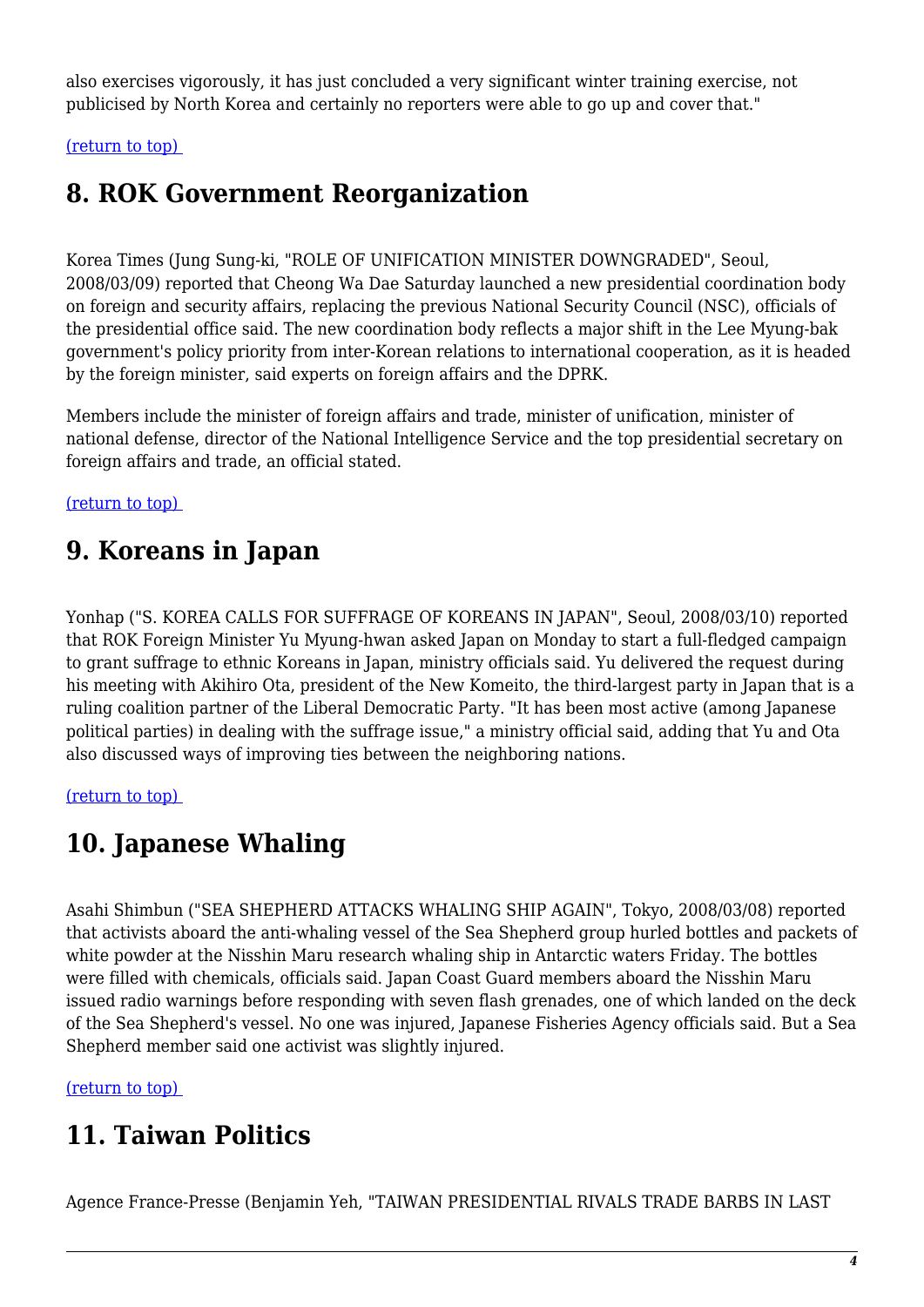also exercises vigorously, it has just concluded a very significant winter training exercise, not publicised by North Korea and certainly no reporters were able to go up and cover that."

(return to top)

## 8. ROK Government Reorganization

Korea Times (Jung Sung-ki, "ROLE OF UNIFICATION MINISTER DOWNGRADED", Seoul, 2008/03/09) reported that Cheong Wa Dae Saturday launched a new presidential coordination body on foreign and security affairs, replacing the previous National Security Council (NSC), officials of the presidential office said. The new coordination body reflects a major shift in the Lee Myung-bak government's policy priority from inter-Korean relations to international cooperation, as it is headed by the foreign minister, said experts on foreign affairs and the DPRK.

Members include the minister of foreign affairs and trade, minister of unification, minister of national defense, director of the National Intelligence Service and the top presidential secretary on foreign affairs and trade, an official stated.

(return to top)

## 9. Koreans in Japan

Yonhap ("S. KOREA CALLS FOR SUFFRAGE OF KOREANS IN JAPAN", Seoul, 2008/03/10) reported that ROK Foreign Minister Yu Myung-hwan asked Japan on Monday to start a full-fledged campaign to grant suffrage to ethnic Koreans in Japan, ministry officials said. Yu delivered the request during his meeting with Akihiro Ota, president of the New Komeito, the third-largest party in Japan that is a ruling coalition partner of the Liberal Democratic Party. "It has been most active (among Japanese political parties) in dealing with the suffrage issue," a ministry official said, adding that Yu and Ota also discussed ways of improving ties between the neighboring nations.

(return to top)

## 10. Japanese Whaling

Asahi Shimbun ("SEA SHEPHERD ATTACKS WHALING SHIP AGAIN", Tokyo, 2008/03/08) reported that activists aboard the anti-whaling vessel of the Sea Shepherd group hurled bottles and packets of white powder at the Nisshin Maru research whaling ship in Antarctic waters Friday. The bottles were filled with chemicals, officials said. Japan Coast Guard members aboard the Nisshin Maru issued radio warnings before responding with seven flash grenades, one of which landed on the deck of the Sea Shepherd's vessel. No one was injured, Japanese Fisheries Agency officials said. But a Sea Shepherd member said one activist was slightly injured.

(return to top)

## 11. Taiwan Politics

Agence France-Presse (Benjamin Yeh, "TAIWAN PRESIDENTIAL RIVALS TRADE BARBS IN LAST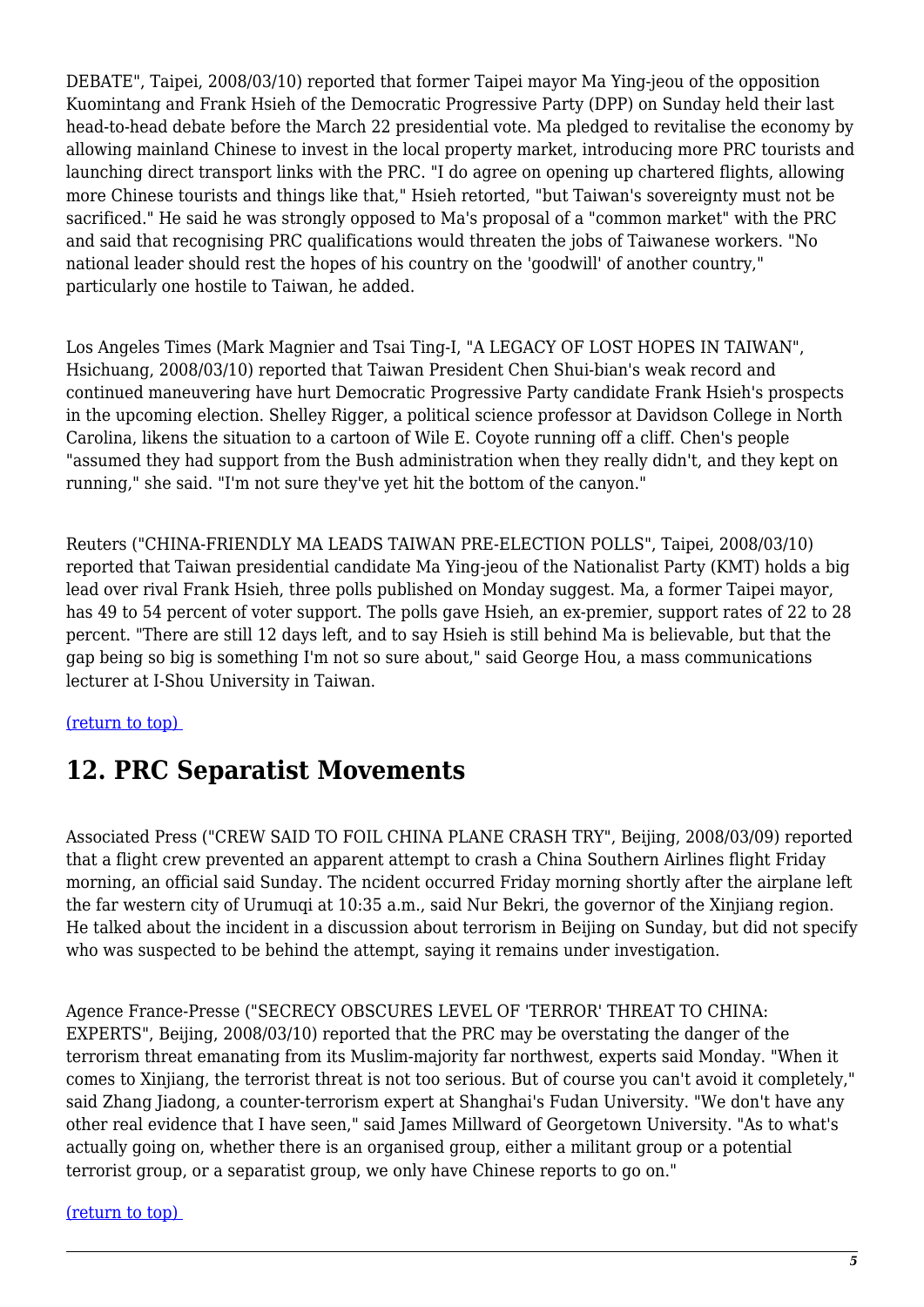DEBATE", Taipei, 2008/03/10) reported that former Taipei mayor Ma Ying-jeou of the opposition Kuomintang and Frank Hsieh of the Democratic Progressive Party (DPP) on Sunday held their last head-to-head debate before the March 22 presidential vote. Ma pledged to revitalise the economy by allowing mainland Chinese to invest in the local property market, introducing more PRC tourists and launching direct transport links with the PRC. "I do agree on opening up chartered flights, allowing more Chinese tourists and things like that," Hsieh retorted, "but Taiwan's sovereignty must not be sacrificed." He said he was strongly opposed to Ma's proposal of a "common market" with the PRC and said that recognising PRC qualifications would threaten the jobs of Taiwanese workers. "No national leader should rest the hopes of his country on the 'goodwill' of another country," particularly one hostile to Taiwan, he added.

Los Angeles Times (Mark Magnier and Tsai Ting-I, "A LEGACY OF LOST HOPES IN TAIWAN", Hsichuang, 2008/03/10) reported that Taiwan President Chen Shui-bian's weak record and continued maneuvering have hurt Democratic Progressive Party candidate Frank Hsieh's prospects in the upcoming election. Shelley Rigger, a political science professor at Davidson College in North Carolina, likens the situation to a cartoon of Wile E. Coyote running off a cliff. Chen's people "assumed they had support from the Bush administration when they really didn't, and they kept on running," she said. "I'm not sure they've yet hit the bottom of the canyon."

Reuters ("CHINA-FRIENDLY MA LEADS TAIWAN PRE-ELECTION POLLS", Taipei, 2008/03/10) reported that Taiwan presidential candidate Ma Ying-jeou of the Nationalist Party (KMT) holds a big lead over rival Frank Hsieh, three polls published on Monday suggest. Ma, a former Taipei mayor, has 49 to 54 percent of voter support. The polls gave Hsieh, an ex-premier, support rates of 22 to 28 percent. "There are still 12 days left, and to say Hsieh is still behind Ma is believable, but that the gap being so big is something I'm not so sure about," said George Hou, a mass communications lecturer at I-Shou University in Taiwan.

(return to top)

## 12. PRC Separatist Movements

Associated Press ("CREW SAID TO FOIL CHINA PLANE CRASH TRY", Beijing, 2008/03/09) reported that a flight crew prevented an apparent attempt to crash a China Southern Airlines flight Friday morning, an official said Sunday. The ncident occurred Friday morning shortly after the airplane left the far western city of Urumuqi at 10:35 a.m., said Nur Bekri, the governor of the Xinjiang region. He talked about the incident in a discussion about terrorism in Beijing on Sunday, but did not specify who was suspected to be behind the attempt, saying it remains under investigation.

Agence France-Presse ("SECRECY OBSCURES LEVEL OF 'TERROR' THREAT TO CHINA: EXPERTS", Beijing, 2008/03/10) reported that the PRC may be overstating the danger of the terrorism threat emanating from its Muslim-majority far northwest, experts said Monday. "When it comes to Xinjiang, the terrorist threat is not too serious. But of course you can't avoid it completely," said Zhang Jiadong, a counter-terrorism expert at Shanghai's Fudan University. "We don't have any other real evidence that I have seen," said James Millward of Georgetown University. "As to what's actually going on, whether there is an organised group, either a militant group or a potential terrorist group, or a separatist group, we only have Chinese reports to go on."

(return to top)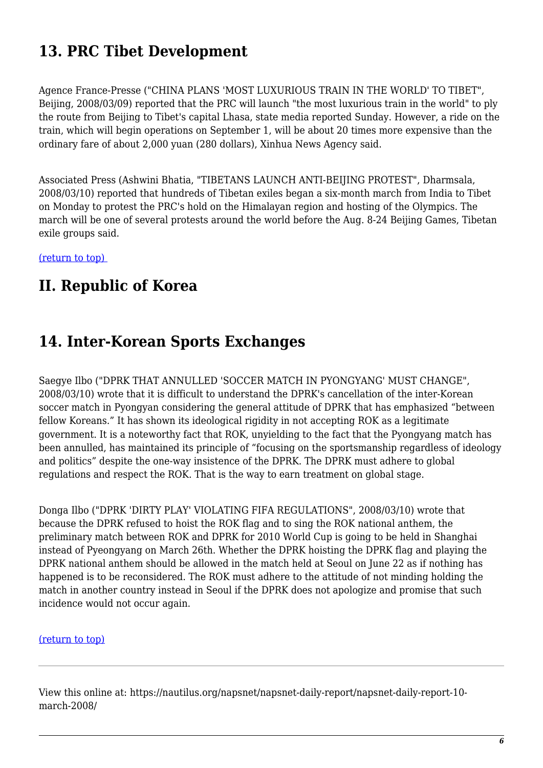## 13. PRC Tibet Development

Agence France-Presse ("CHINA PLANS 'MOST LUXURIOUS TRAIN IN THE WORLD' TO TIBET", Beijing, 2008/03/09) reported that the PRC will launch "the most luxurious train in the world" to ply the route from Beijing to Tibet's capital Lhasa, state media reported Sunday. However, a ride on the train, which will begin operations on September 1, will be about 20 times more expensive than the ordinary fare of about 2,000 yuan (280 dollars), Xinhua News Agency said.

Associated Press (Ashwini Bhatia, "TIBETANS LAUNCH ANTI-BEIJING PROTEST", Dharmsala, 2008/03/10) reported that hundreds of Tibetan exiles began a six-month march from India to Tibet on Monday to protest the PRC's hold on the Himalayan region and hosting of the Olympics. The march will be one of several protests around the world before the Aug. 8-24 Beijing Games, Tibetan exile groups said.

(return to top)

# II. Republic of Korea

## 14. Inter-Korean Sports Exchanges

Saegye Ilbo ("DPRK THAT ANNULLED 'SOCCER MATCH IN PYONGYANG' MUST CHANGE", 2008/03/10) wrote that it is difficult to understand the DPRK's cancellation of the inter-Korean soccer match in Pyongyan considering the general attitude of DPRK that has emphasized "between fellow Koreans." It has shown its ideological rigidity in not accepting ROK as a legitimate government. It is a noteworthy fact that ROK, unyielding to the fact that the Pyongyang match has been annulled, has maintained its principle of "focusing on the sportsmanship regardless of ideology and politics" despite the one-way insistence of the DPRK. The DPRK must adhere to global regulations and respect the ROK. That is the way to earn treatment on global stage.

Donga Ilbo ("DPRK 'DIRTY PLAY' VIOLATING FIFA REGULATIONS", 2008/03/10) wrote that because the DPRK refused to hoist the ROK flag and to sing the ROK national anthem, the preliminary match between ROK and DPRK for 2010 World Cup is going to be held in Shanghai instead of Pyeongyang on March 26th. Whether the DPRK hoisting the DPRK flag and playing the DPRK national anthem should be allowed in the match held at Seoul on June 22 as if nothing has happened is to be reconsidered. The ROK must adhere to the attitude of not minding holding the match in another country instead in Seoul if the DPRK does not apologize and promise that such incidence would not occur again.

(return to top)

---

View this online at: https://nautilus.org/napsnet/napsnet-daily-report/napsnet-daily-report-10-march-2008/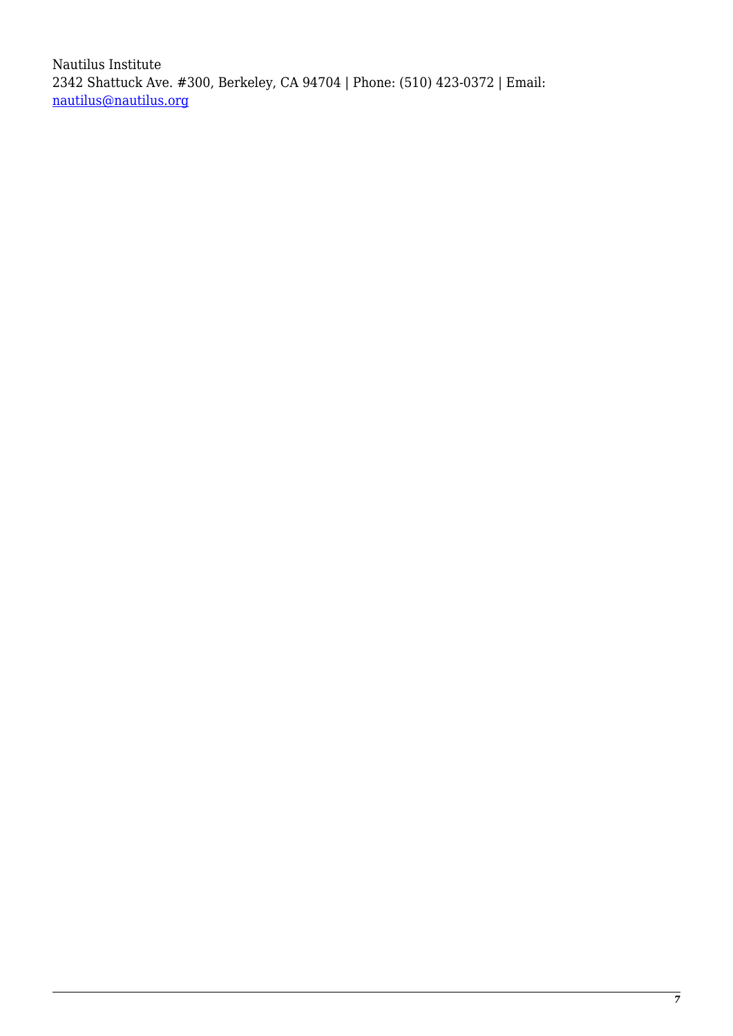Nautilus Institute
2342 Shattuck Ave. #300, Berkeley, CA 94704 | Phone: (510) 423-0372 | Email: [nautilus@nautilus.org](mailto:nautilus@nautilus.org)